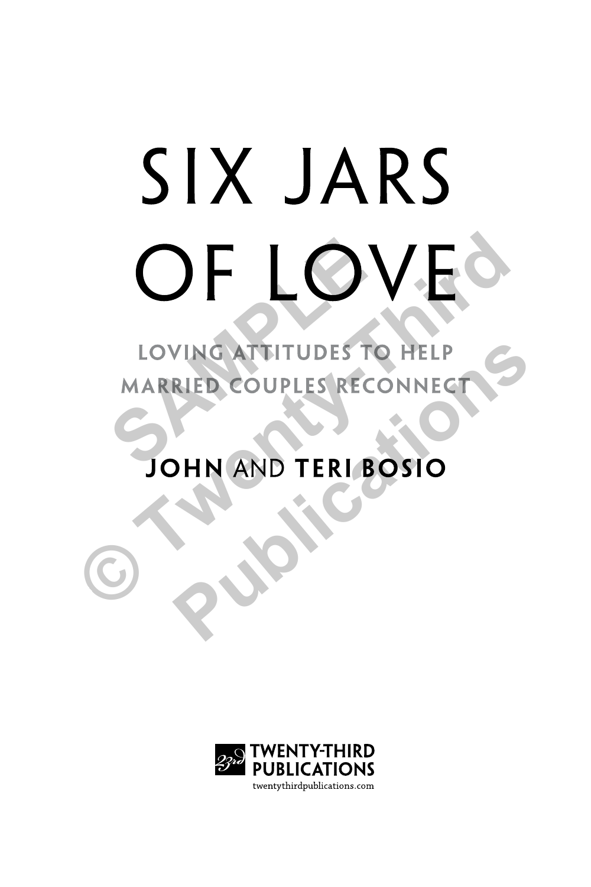# SIX JARS OF LOVE

## LOVING ATTITUDES TO HELP MARRIED COUPLES RECONNECT

### JOHN AND TERI BOSIO

TWENTY-THIRD PUBLICATIONS
twentythirdpublications.com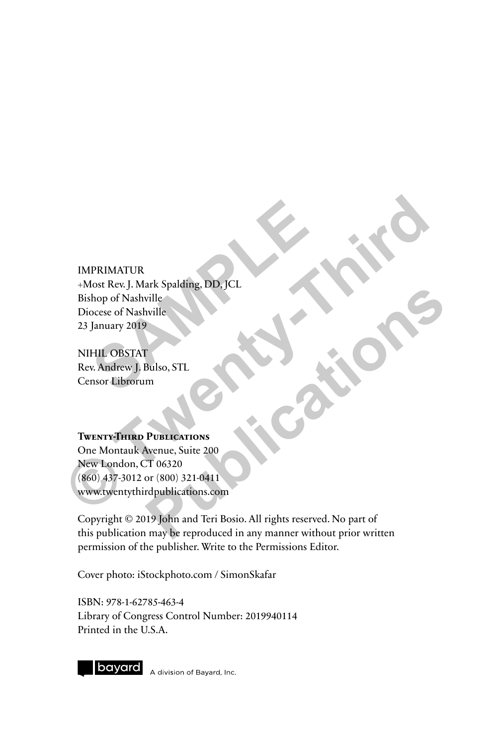IMPRIMATUR
+Most Rev. J. Mark Spalding, DD, JCL
Bishop of Nashville
Diocese of Nashville
23 January 2019

NIHIL OBSTAT
Rev. Andrew J. Bulso, STL
Censor Librorum

**Twenty-Third Publications**
One Montauk Avenue, Suite 200
New London, CT 06320
(860) 437-3012 or (800) 321-0411
www.twentythirdpublications.com

Copyright © 2019 John and Teri Bosio. All rights reserved. No part of this publication may be reproduced in any manner without prior written permission of the publisher. Write to the Permissions Editor.

Cover photo: iStockphoto.com / SimonSkafar

ISBN: 978-1-62785-463-4
Library of Congress Control Number: 2019940114
Printed in the U.S.A.

bayard A division of Bayard, Inc.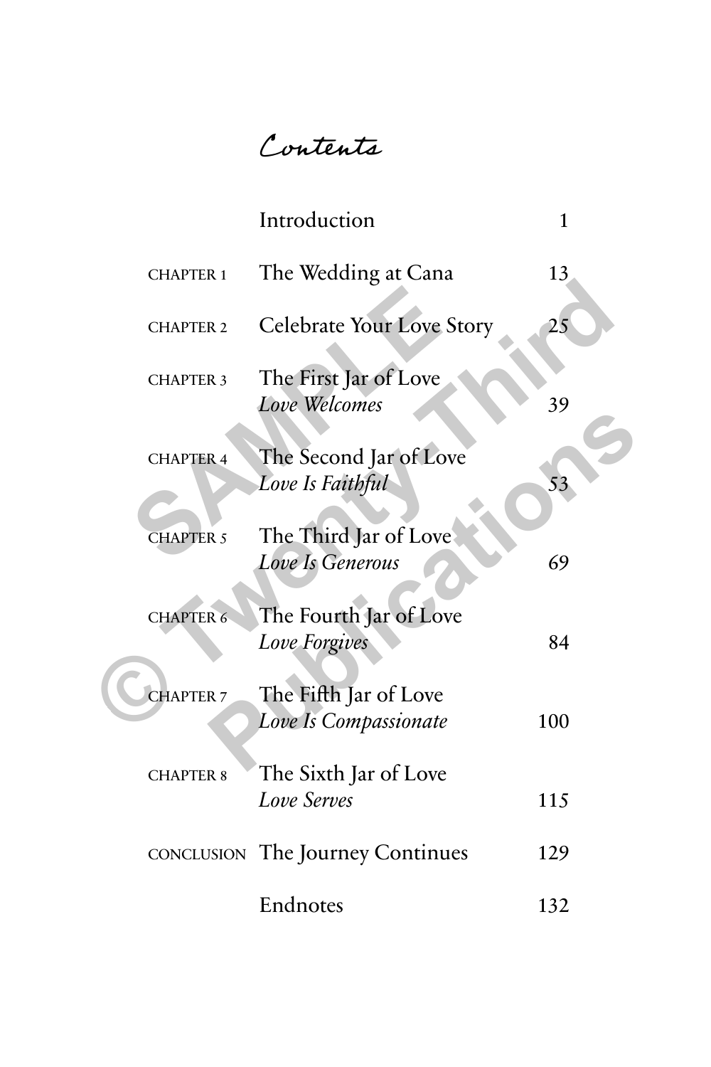# Contents

| | | |
|---|---|---|
| | Introduction | 1 |
| CHAPTER 1 | The Wedding at Cana | 13 |
| CHAPTER 2 | Celebrate Your Love Story | 25 |
| CHAPTER 3 | The First Jar of Love *Love Welcomes* | 39 |
| CHAPTER 4 | The Second Jar of Love *Love Is Faithful* | 53 |
| CHAPTER 5 | The Third Jar of Love *Love Is Generous* | 69 |
| CHAPTER 6 | The Fourth Jar of Love *Love Forgives* | 84 |
| CHAPTER 7 | The Fifth Jar of Love *Love Is Compassionate* | 100 |
| CHAPTER 8 | The Sixth Jar of Love *Love Serves* | 115 |
| CONCLUSION | The Journey Continues | 129 |
| | Endnotes | 132 |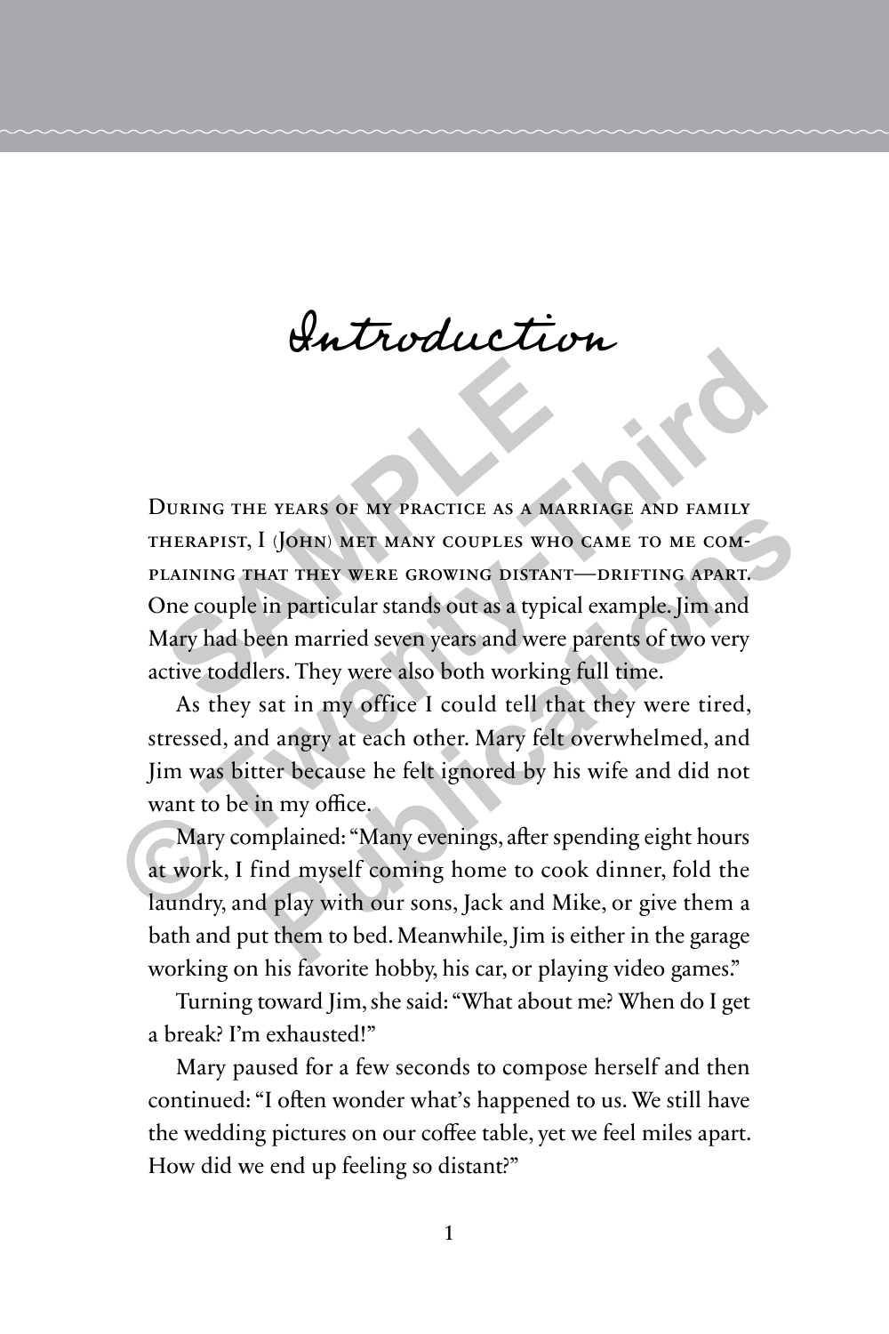# Introduction

During the years of my practice as a marriage and family therapist, I (John) met many couples who came to me complaining that they were growing distant—drifting apart. One couple in particular stands out as a typical example. Jim and Mary had been married seven years and were parents of two very active toddlers. They were also both working full time.

As they sat in my office I could tell that they were tired, stressed, and angry at each other. Mary felt overwhelmed, and Jim was bitter because he felt ignored by his wife and did not want to be in my office.

Mary complained: "Many evenings, after spending eight hours at work, I find myself coming home to cook dinner, fold the laundry, and play with our sons, Jack and Mike, or give them a bath and put them to bed. Meanwhile, Jim is either in the garage working on his favorite hobby, his car, or playing video games."

Turning toward Jim, she said: "What about me? When do I get a break? I'm exhausted!"

Mary paused for a few seconds to compose herself and then continued: "I often wonder what's happened to us. We still have the wedding pictures on our coffee table, yet we feel miles apart. How did we end up feeling so distant?"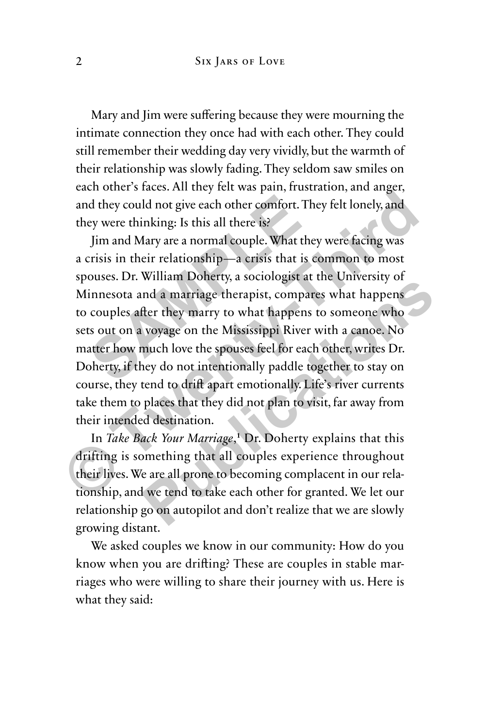Mary and Jim were suffering because they were mourning the intimate connection they once had with each other. They could still remember their wedding day very vividly, but the warmth of their relationship was slowly fading. They seldom saw smiles on each other's faces. All they felt was pain, frustration, and anger, and they could not give each other comfort. They felt lonely, and they were thinking: Is this all there is?

Jim and Mary are a normal couple. What they were facing was a crisis in their relationship—a crisis that is common to most spouses. Dr. William Doherty, a sociologist at the University of Minnesota and a marriage therapist, compares what happens to couples after they marry to what happens to someone who sets out on a voyage on the Mississippi River with a canoe. No matter how much love the spouses feel for each other, writes Dr. Doherty, if they do not intentionally paddle together to stay on course, they tend to drift apart emotionally. Life's river currents take them to places that they did not plan to visit, far away from their intended destination.

In *Take Back Your Marriage*,[1] Dr. Doherty explains that this drifting is something that all couples experience throughout their lives. We are all prone to becoming complacent in our relationship, and we tend to take each other for granted. We let our relationship go on autopilot and don't realize that we are slowly growing distant.

We asked couples we know in our community: How do you know when you are drifting? These are couples in stable marriages who were willing to share their journey with us. Here is what they said: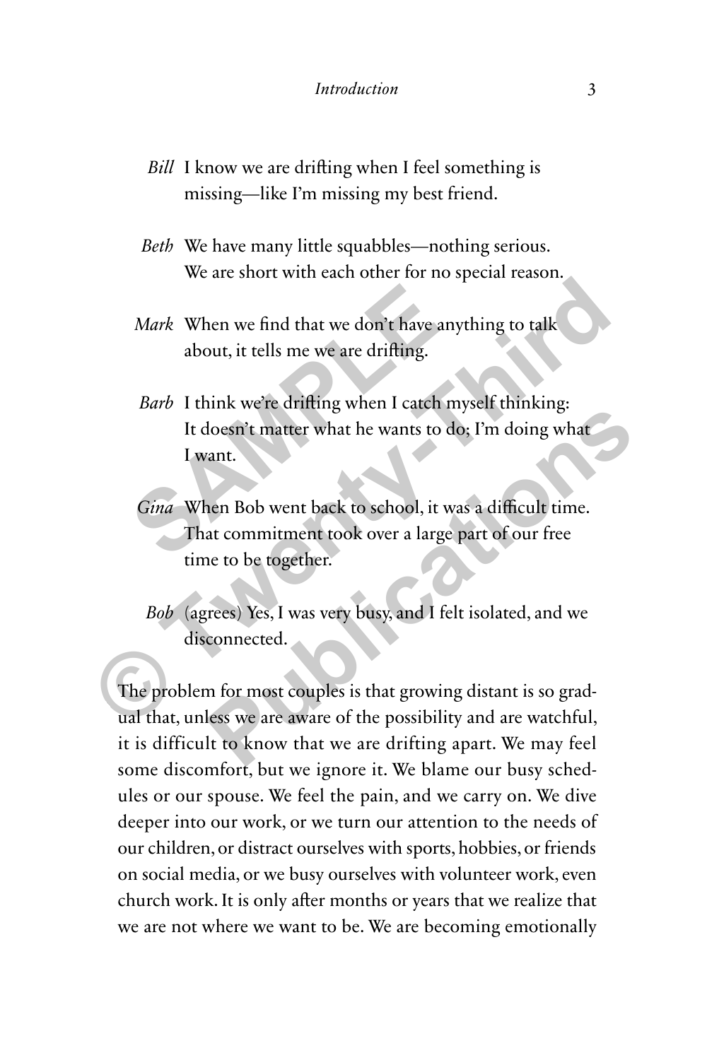*Bill* I know we are drifting when I feel something is missing—like I'm missing my best friend.

*Beth* We have many little squabbles—nothing serious. We are short with each other for no special reason.

*Mark* When we find that we don't have anything to talk about, it tells me we are drifting.

*Barb* I think we're drifting when I catch myself thinking: It doesn't matter what he wants to do; I'm doing what I want.

*Gina* When Bob went back to school, it was a difficult time. That commitment took over a large part of our free time to be together.

*Bob* (agrees) Yes, I was very busy, and I felt isolated, and we disconnected.

The problem for most couples is that growing distant is so gradual that, unless we are aware of the possibility and are watchful, it is difficult to know that we are drifting apart. We may feel some discomfort, but we ignore it. We blame our busy schedules or our spouse. We feel the pain, and we carry on. We dive deeper into our work, or we turn our attention to the needs of our children, or distract ourselves with sports, hobbies, or friends on social media, or we busy ourselves with volunteer work, even church work. It is only after months or years that we realize that we are not where we want to be. We are becoming emotionally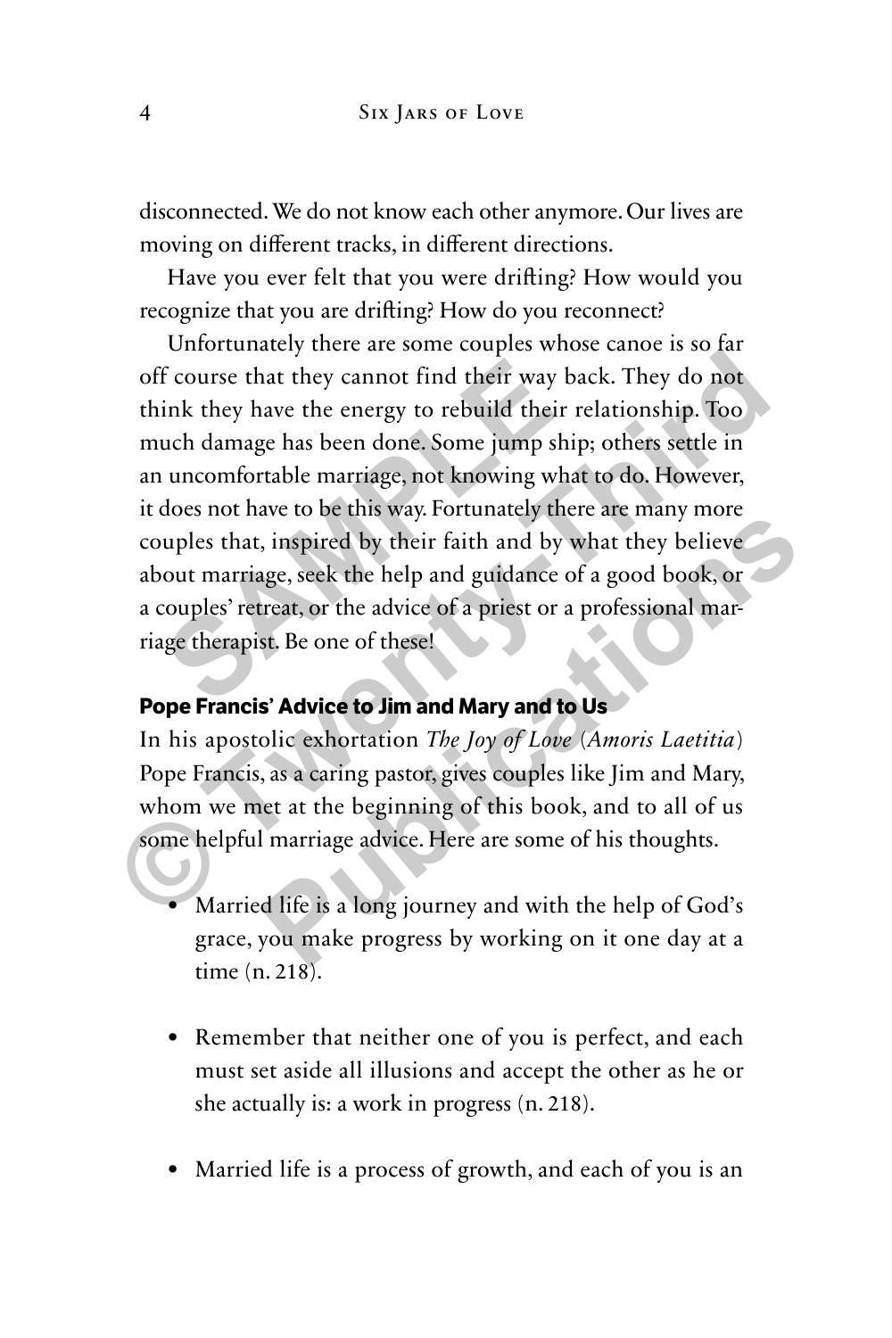disconnected. We do not know each other anymore. Our lives are moving on different tracks, in different directions.

Have you ever felt that you were drifting? How would you recognize that you are drifting? How do you reconnect?

Unfortunately there are some couples whose canoe is so far off course that they cannot find their way back. They do not think they have the energy to rebuild their relationship. Too much damage has been done. Some jump ship; others settle in an uncomfortable marriage, not knowing what to do. However, it does not have to be this way. Fortunately there are many more couples that, inspired by their faith and by what they believe about marriage, seek the help and guidance of a good book, or a couples' retreat, or the advice of a priest or a professional marriage therapist. Be one of these!

**Pope Francis' Advice to Jim and Mary and to Us**

In his apostolic exhortation *The Joy of Love* (*Amoris Laetitia*) Pope Francis, as a caring pastor, gives couples like Jim and Mary, whom we met at the beginning of this book, and to all of us some helpful marriage advice. Here are some of his thoughts.

- Married life is a long journey and with the help of God's grace, you make progress by working on it one day at a time (n. 218).

- Remember that neither one of you is perfect, and each must set aside all illusions and accept the other as he or she actually is: a work in progress (n. 218).

- Married life is a process of growth, and each of you is an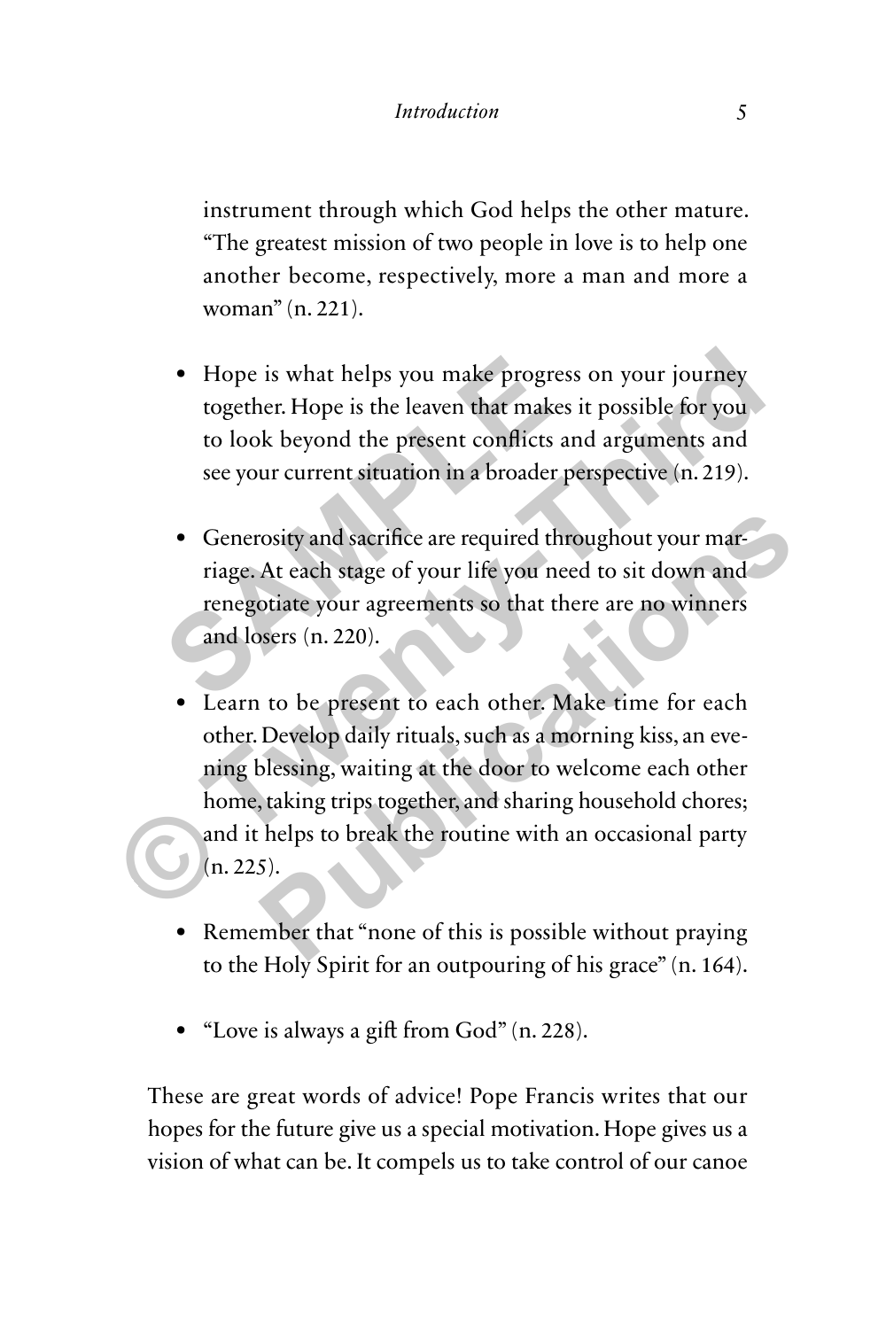instrument through which God helps the other mature. "The greatest mission of two people in love is to help one another become, respectively, more a man and more a woman" (n. 221).

- Hope is what helps you make progress on your journey together. Hope is the leaven that makes it possible for you to look beyond the present conflicts and arguments and see your current situation in a broader perspective (n. 219).

- Generosity and sacrifice are required throughout your marriage. At each stage of your life you need to sit down and renegotiate your agreements so that there are no winners and losers (n. 220).

- Learn to be present to each other. Make time for each other. Develop daily rituals, such as a morning kiss, an evening blessing, waiting at the door to welcome each other home, taking trips together, and sharing household chores; and it helps to break the routine with an occasional party (n. 225).

- Remember that "none of this is possible without praying to the Holy Spirit for an outpouring of his grace" (n. 164).

- "Love is always a gift from God" (n. 228).

These are great words of advice! Pope Francis writes that our hopes for the future give us a special motivation. Hope gives us a vision of what can be. It compels us to take control of our canoe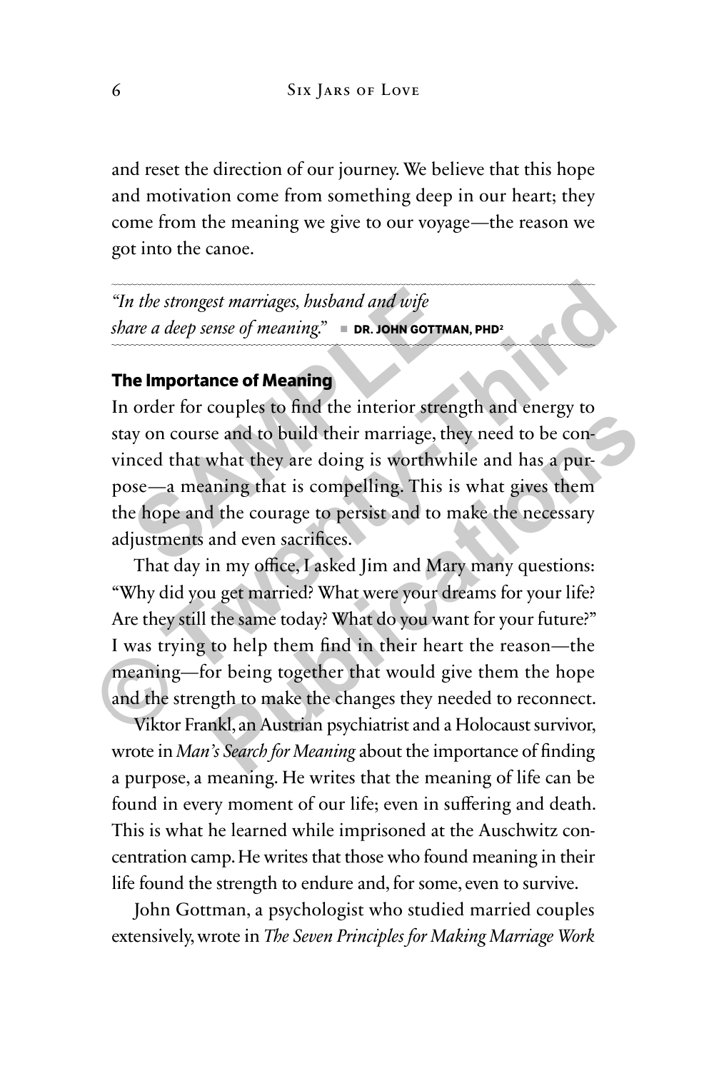and reset the direction of our journey. We believe that this hope and motivation come from something deep in our heart; they come from the meaning we give to our voyage—the reason we got into the canoe.

> *"In the strongest marriages, husband and wife share a deep sense of meaning."* ▪ **DR. JOHN GOTTMAN, PHD**[2]

### The Importance of Meaning

In order for couples to find the interior strength and energy to stay on course and to build their marriage, they need to be convinced that what they are doing is worthwhile and has a purpose—a meaning that is compelling. This is what gives them the hope and the courage to persist and to make the necessary adjustments and even sacrifices.

That day in my office, I asked Jim and Mary many questions: "Why did you get married? What were your dreams for your life? Are they still the same today? What do you want for your future?" I was trying to help them find in their heart the reason—the meaning—for being together that would give them the hope and the strength to make the changes they needed to reconnect.

Viktor Frankl, an Austrian psychiatrist and a Holocaust survivor, wrote in *Man's Search for Meaning* about the importance of finding a purpose, a meaning. He writes that the meaning of life can be found in every moment of our life; even in suffering and death. This is what he learned while imprisoned at the Auschwitz concentration camp. He writes that those who found meaning in their life found the strength to endure and, for some, even to survive.

John Gottman, a psychologist who studied married couples extensively, wrote in *The Seven Principles for Making Marriage Work*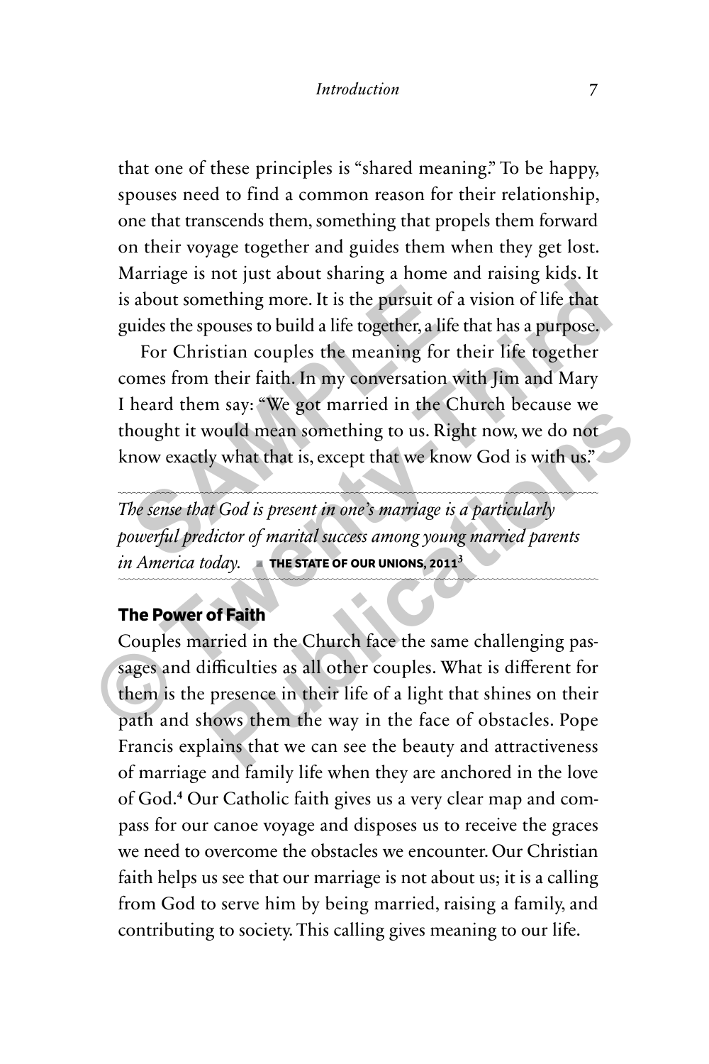that one of these principles is "shared meaning." To be happy, spouses need to find a common reason for their relationship, one that transcends them, something that propels them forward on their voyage together and guides them when they get lost. Marriage is not just about sharing a home and raising kids. It is about something more. It is the pursuit of a vision of life that guides the spouses to build a life together, a life that has a purpose.

For Christian couples the meaning for their life together comes from their faith. In my conversation with Jim and Mary I heard them say: "We got married in the Church because we thought it would mean something to us. Right now, we do not know exactly what that is, except that we know God is with us."

---

*The sense that God is present in one's marriage is a particularly powerful predictor of marital success among young married parents in America today.* ▪ **THE STATE OF OUR UNIONS, 2011**[3]

---

### The Power of Faith

Couples married in the Church face the same challenging passages and difficulties as all other couples. What is different for them is the presence in their life of a light that shines on their path and shows them the way in the face of obstacles. Pope Francis explains that we can see the beauty and attractiveness of marriage and family life when they are anchored in the love of God.[4] Our Catholic faith gives us a very clear map and compass for our canoe voyage and disposes us to receive the graces we need to overcome the obstacles we encounter. Our Christian faith helps us see that our marriage is not about us; it is a calling from God to serve him by being married, raising a family, and contributing to society. This calling gives meaning to our life.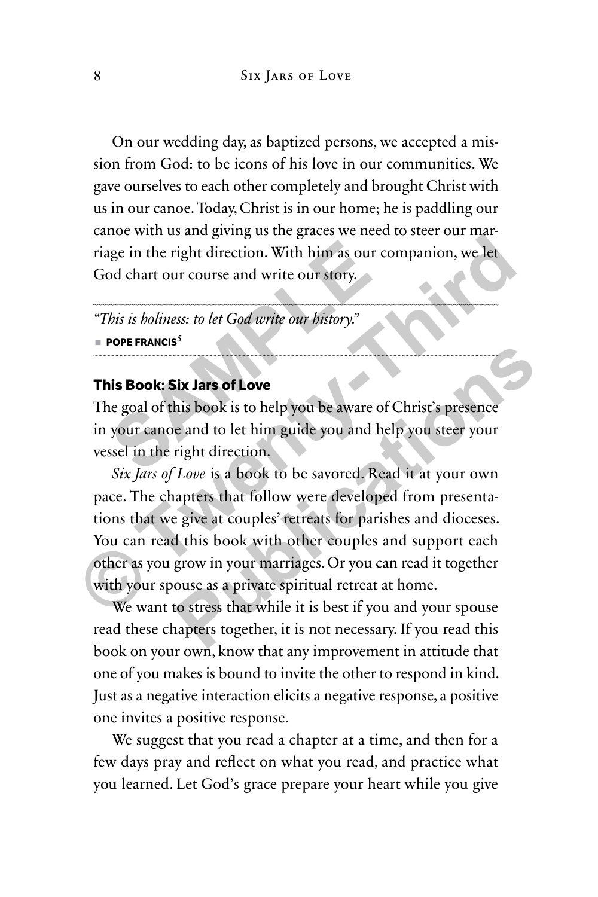On our wedding day, as baptized persons, we accepted a mission from God: to be icons of his love in our communities. We gave ourselves to each other completely and brought Christ with us in our canoe. Today, Christ is in our home; he is paddling our canoe with us and giving us the graces we need to steer our marriage in the right direction. With him as our companion, we let God chart our course and write our story.

> *"This is holiness: to let God write our history."*
>
> ■ **POPE FRANCIS**[5]

## This Book: Six Jars of Love

The goal of this book is to help you be aware of Christ's presence in your canoe and to let him guide you and help you steer your vessel in the right direction.

*Six Jars of Love* is a book to be savored. Read it at your own pace. The chapters that follow were developed from presentations that we give at couples' retreats for parishes and dioceses. You can read this book with other couples and support each other as you grow in your marriages. Or you can read it together with your spouse as a private spiritual retreat at home.

We want to stress that while it is best if you and your spouse read these chapters together, it is not necessary. If you read this book on your own, know that any improvement in attitude that one of you makes is bound to invite the other to respond in kind. Just as a negative interaction elicits a negative response, a positive one invites a positive response.

We suggest that you read a chapter at a time, and then for a few days pray and reflect on what you read, and practice what you learned. Let God's grace prepare your heart while you give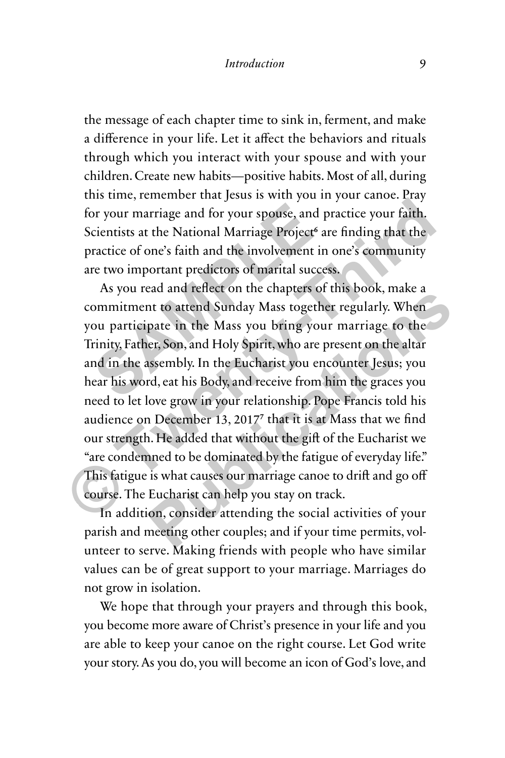the message of each chapter time to sink in, ferment, and make a difference in your life. Let it affect the behaviors and rituals through which you interact with your spouse and with your children. Create new habits—positive habits. Most of all, during this time, remember that Jesus is with you in your canoe. Pray for your marriage and for your spouse, and practice your faith. Scientists at the National Marriage Project[6] are finding that the practice of one's faith and the involvement in one's community are two important predictors of marital success.

As you read and reflect on the chapters of this book, make a commitment to attend Sunday Mass together regularly. When you participate in the Mass you bring your marriage to the Trinity, Father, Son, and Holy Spirit, who are present on the altar and in the assembly. In the Eucharist you encounter Jesus; you hear his word, eat his Body, and receive from him the graces you need to let love grow in your relationship. Pope Francis told his audience on December 13, 2017[7] that it is at Mass that we find our strength. He added that without the gift of the Eucharist we "are condemned to be dominated by the fatigue of everyday life." This fatigue is what causes our marriage canoe to drift and go off course. The Eucharist can help you stay on track.

In addition, consider attending the social activities of your parish and meeting other couples; and if your time permits, volunteer to serve. Making friends with people who have similar values can be of great support to your marriage. Marriages do not grow in isolation.

We hope that through your prayers and through this book, you become more aware of Christ's presence in your life and you are able to keep your canoe on the right course. Let God write your story. As you do, you will become an icon of God's love, and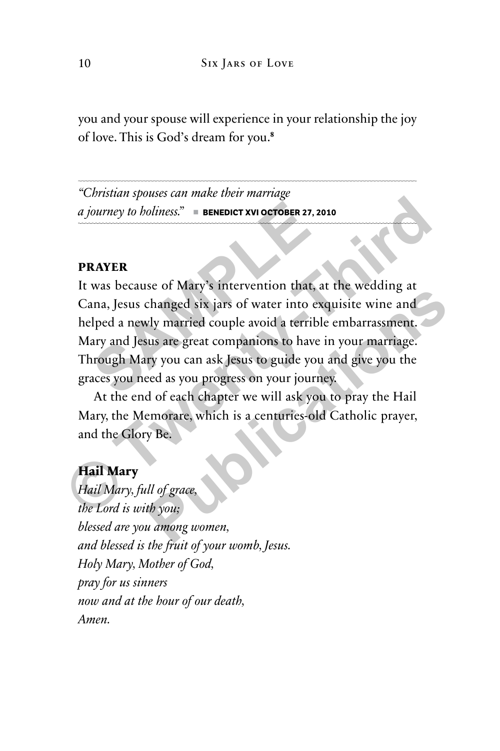you and your spouse will experience in your relationship the joy of love. This is God's dream for you.[8]

---

*"Christian spouses can make their marriage a journey to holiness."* ■ **BENEDICT XVI OCTOBER 27, 2010**

---

## PRAYER

It was because of Mary's intervention that, at the wedding at Cana, Jesus changed six jars of water into exquisite wine and helped a newly married couple avoid a terrible embarrassment. Mary and Jesus are great companions to have in your marriage. Through Mary you can ask Jesus to guide you and give you the graces you need as you progress on your journey.

At the end of each chapter we will ask you to pray the Hail Mary, the Memorare, which is a centuries-old Catholic prayer, and the Glory Be.

### Hail Mary

*Hail Mary, full of grace,*
*the Lord is with you;*
*blessed are you among women,*
*and blessed is the fruit of your womb, Jesus.*
*Holy Mary, Mother of God,*
*pray for us sinners*
*now and at the hour of our death,*
*Amen.*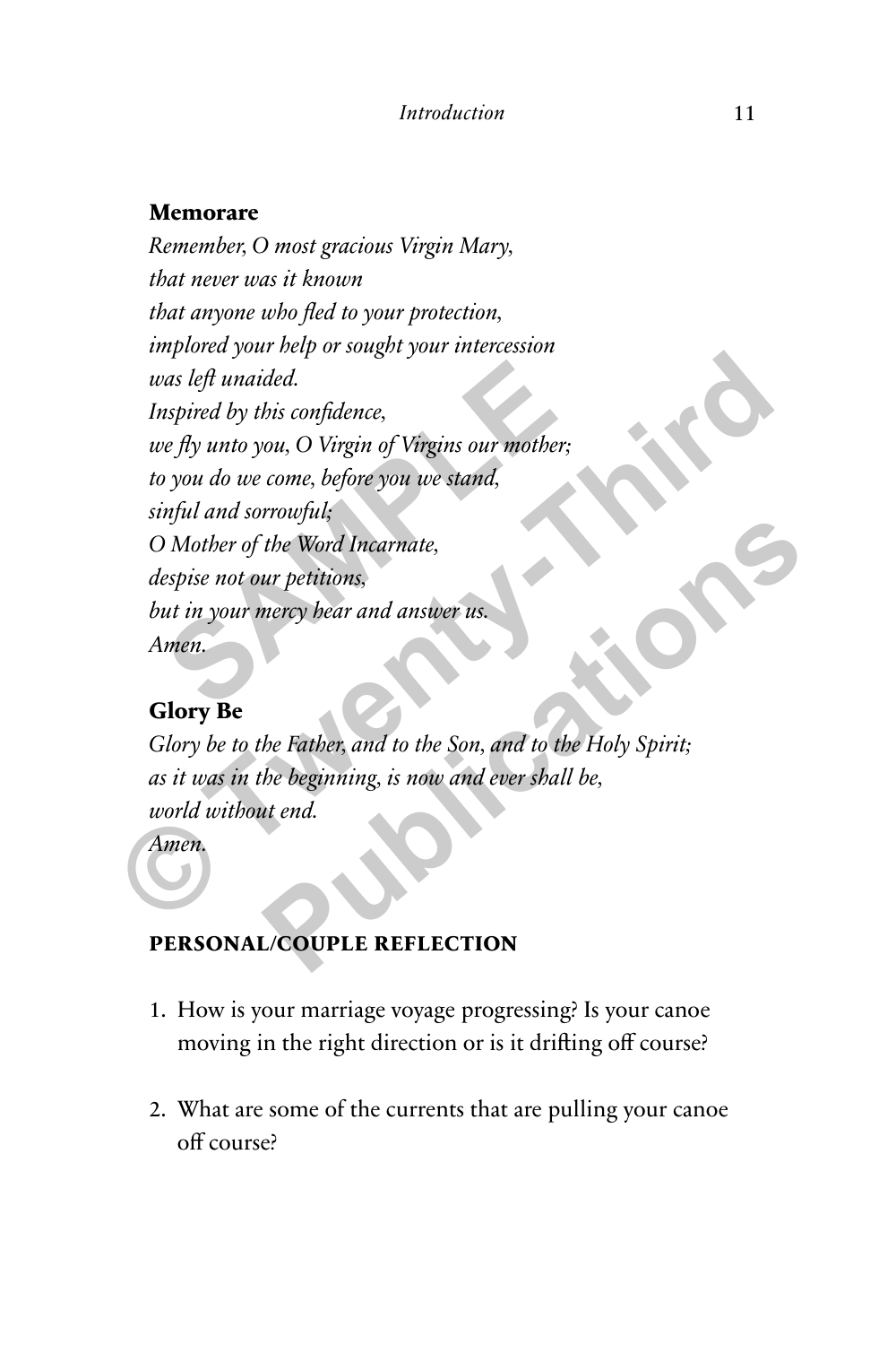### Memorare

*Remember, O most gracious Virgin Mary,*
*that never was it known*
*that anyone who fled to your protection,*
*implored your help or sought your intercession*
*was left unaided.*
*Inspired by this confidence,*
*we fly unto you, O Virgin of Virgins our mother;*
*to you do we come, before you we stand,*
*sinful and sorrowful;*
*O Mother of the Word Incarnate,*
*despise not our petitions,*
*but in your mercy hear and answer us.*
*Amen.*

### Glory Be

*Glory be to the Father, and to the Son, and to the Holy Spirit;*
*as it was in the beginning, is now and ever shall be,*
*world without end.*
*Amen.*

## PERSONAL/COUPLE REFLECTION

1. How is your marriage voyage progressing? Is your canoe moving in the right direction or is it drifting off course?

2. What are some of the currents that are pulling your canoe off course?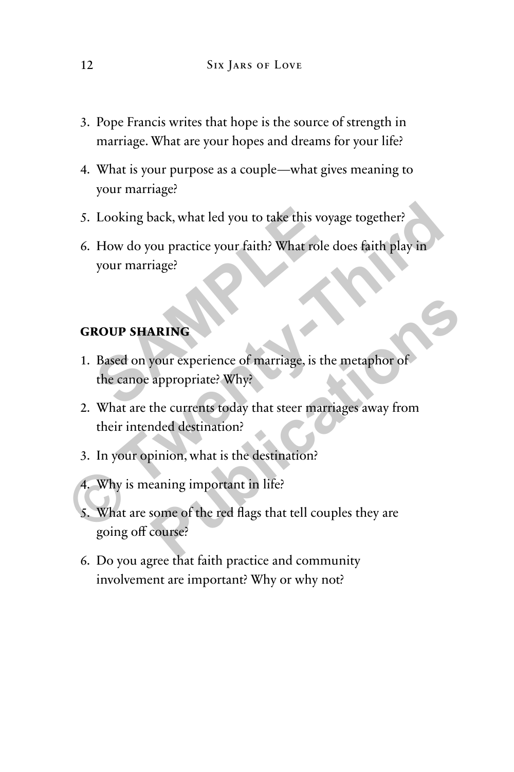3. Pope Francis writes that hope is the source of strength in marriage. What are your hopes and dreams for your life?
4. What is your purpose as a couple—what gives meaning to your marriage?
5. Looking back, what led you to take this voyage together?
6. How do you practice your faith? What role does faith play in your marriage?

## GROUP SHARING

1. Based on your experience of marriage, is the metaphor of the canoe appropriate? Why?
2. What are the currents today that steer marriages away from their intended destination?
3. In your opinion, what is the destination?
4. Why is meaning important in life?
5. What are some of the red flags that tell couples they are going off course?
6. Do you agree that faith practice and community involvement are important? Why or why not?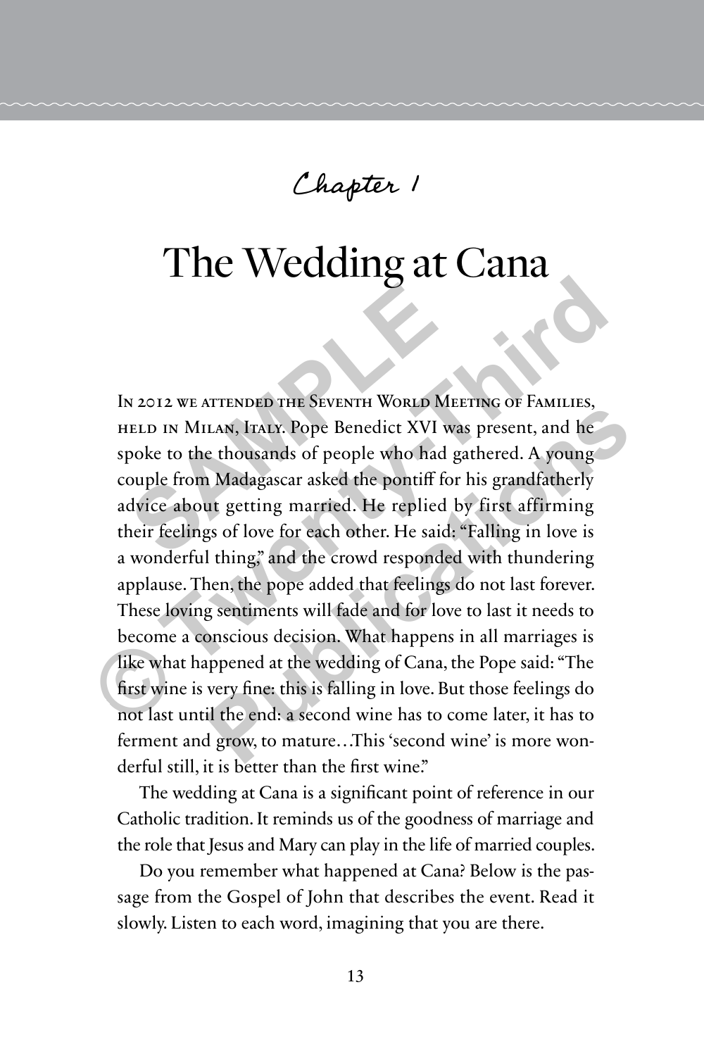Chapter 1

# The Wedding at Cana

In 2012 we attended the Seventh World Meeting of Families, held in Milan, Italy. Pope Benedict XVI was present, and he spoke to the thousands of people who had gathered. A young couple from Madagascar asked the pontiff for his grandfatherly advice about getting married. He replied by first affirming their feelings of love for each other. He said: "Falling in love is a wonderful thing," and the crowd responded with thundering applause. Then, the pope added that feelings do not last forever. These loving sentiments will fade and for love to last it needs to become a conscious decision. What happens in all marriages is like what happened at the wedding of Cana, the Pope said: "The first wine is very fine: this is falling in love. But those feelings do not last until the end: a second wine has to come later, it has to ferment and grow, to mature…This 'second wine' is more wonderful still, it is better than the first wine."

The wedding at Cana is a significant point of reference in our Catholic tradition. It reminds us of the goodness of marriage and the role that Jesus and Mary can play in the life of married couples.

Do you remember what happened at Cana? Below is the passage from the Gospel of John that describes the event. Read it slowly. Listen to each word, imagining that you are there.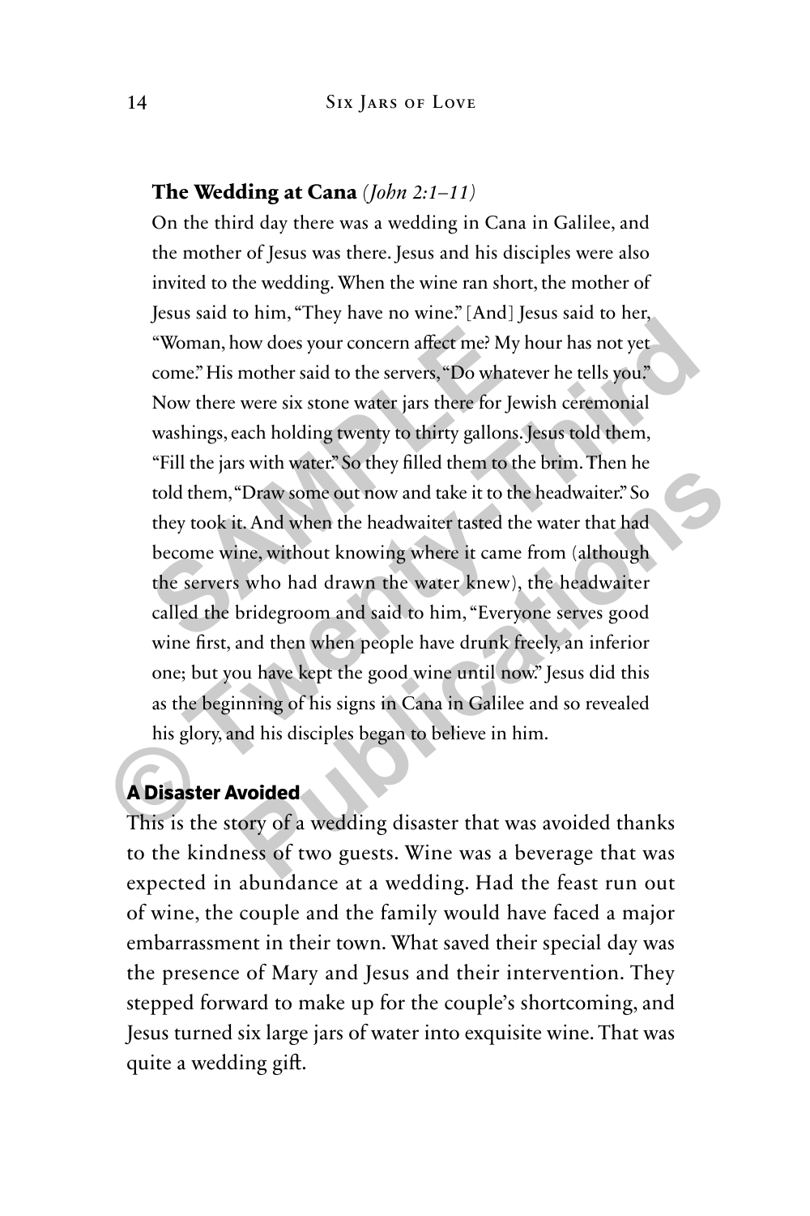**The Wedding at Cana** *(John 2:1–11)*

On the third day there was a wedding in Cana in Galilee, and the mother of Jesus was there. Jesus and his disciples were also invited to the wedding. When the wine ran short, the mother of Jesus said to him, "They have no wine." [And] Jesus said to her, "Woman, how does your concern affect me? My hour has not yet come." His mother said to the servers, "Do whatever he tells you." Now there were six stone water jars there for Jewish ceremonial washings, each holding twenty to thirty gallons. Jesus told them, "Fill the jars with water." So they filled them to the brim. Then he told them, "Draw some out now and take it to the headwaiter." So they took it. And when the headwaiter tasted the water that had become wine, without knowing where it came from (although the servers who had drawn the water knew), the headwaiter called the bridegroom and said to him, "Everyone serves good wine first, and then when people have drunk freely, an inferior one; but you have kept the good wine until now." Jesus did this as the beginning of his signs in Cana in Galilee and so revealed his glory, and his disciples began to believe in him.

## A Disaster Avoided

This is the story of a wedding disaster that was avoided thanks to the kindness of two guests. Wine was a beverage that was expected in abundance at a wedding. Had the feast run out of wine, the couple and the family would have faced a major embarrassment in their town. What saved their special day was the presence of Mary and Jesus and their intervention. They stepped forward to make up for the couple's shortcoming, and Jesus turned six large jars of water into exquisite wine. That was quite a wedding gift.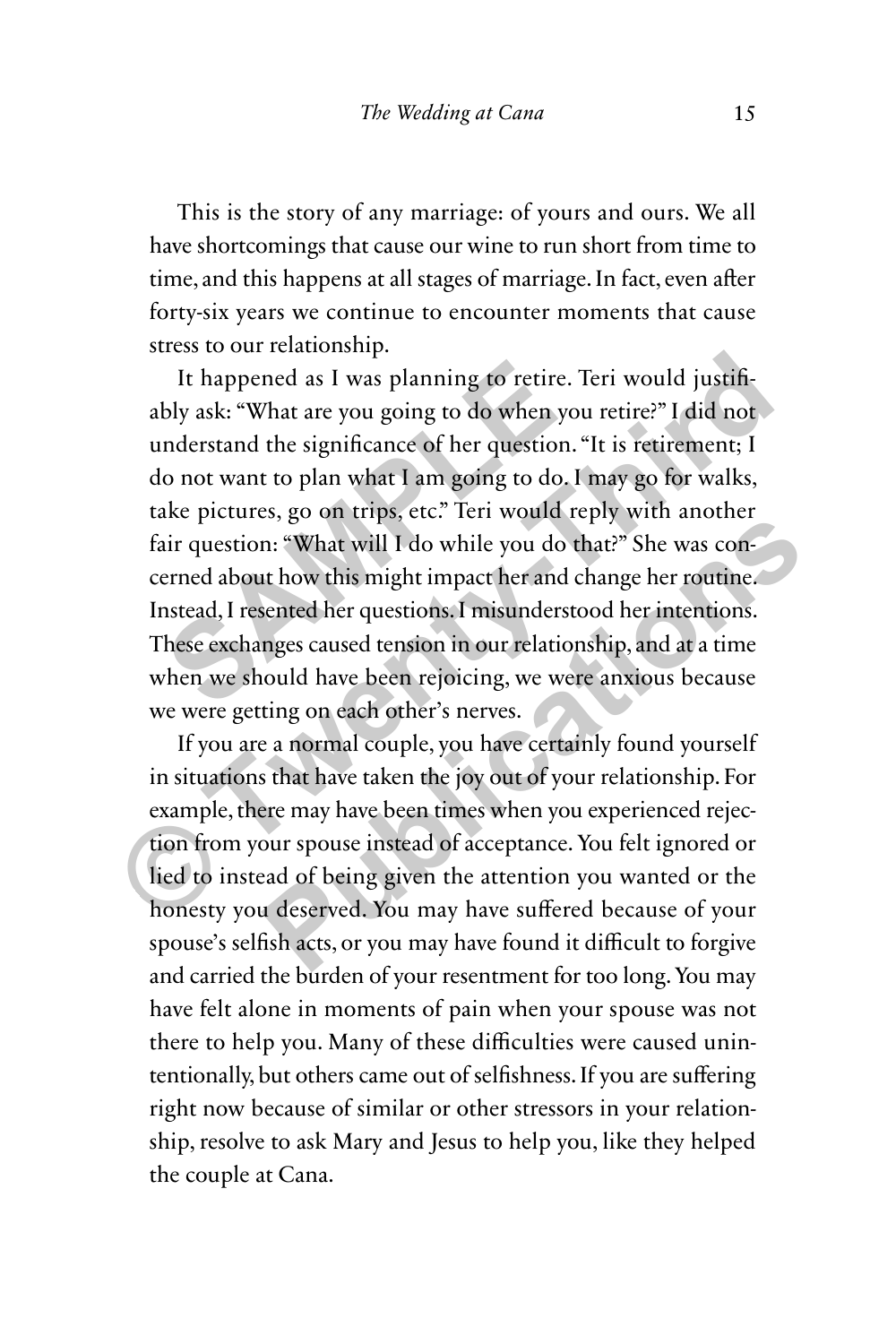This is the story of any marriage: of yours and ours. We all have shortcomings that cause our wine to run short from time to time, and this happens at all stages of marriage. In fact, even after forty-six years we continue to encounter moments that cause stress to our relationship.

It happened as I was planning to retire. Teri would justifiably ask: "What are you going to do when you retire?" I did not understand the significance of her question. "It is retirement; I do not want to plan what I am going to do. I may go for walks, take pictures, go on trips, etc." Teri would reply with another fair question: "What will I do while you do that?" She was concerned about how this might impact her and change her routine. Instead, I resented her questions. I misunderstood her intentions. These exchanges caused tension in our relationship, and at a time when we should have been rejoicing, we were anxious because we were getting on each other's nerves.

If you are a normal couple, you have certainly found yourself in situations that have taken the joy out of your relationship. For example, there may have been times when you experienced rejection from your spouse instead of acceptance. You felt ignored or lied to instead of being given the attention you wanted or the honesty you deserved. You may have suffered because of your spouse's selfish acts, or you may have found it difficult to forgive and carried the burden of your resentment for too long. You may have felt alone in moments of pain when your spouse was not there to help you. Many of these difficulties were caused unintentionally, but others came out of selfishness. If you are suffering right now because of similar or other stressors in your relationship, resolve to ask Mary and Jesus to help you, like they helped the couple at Cana.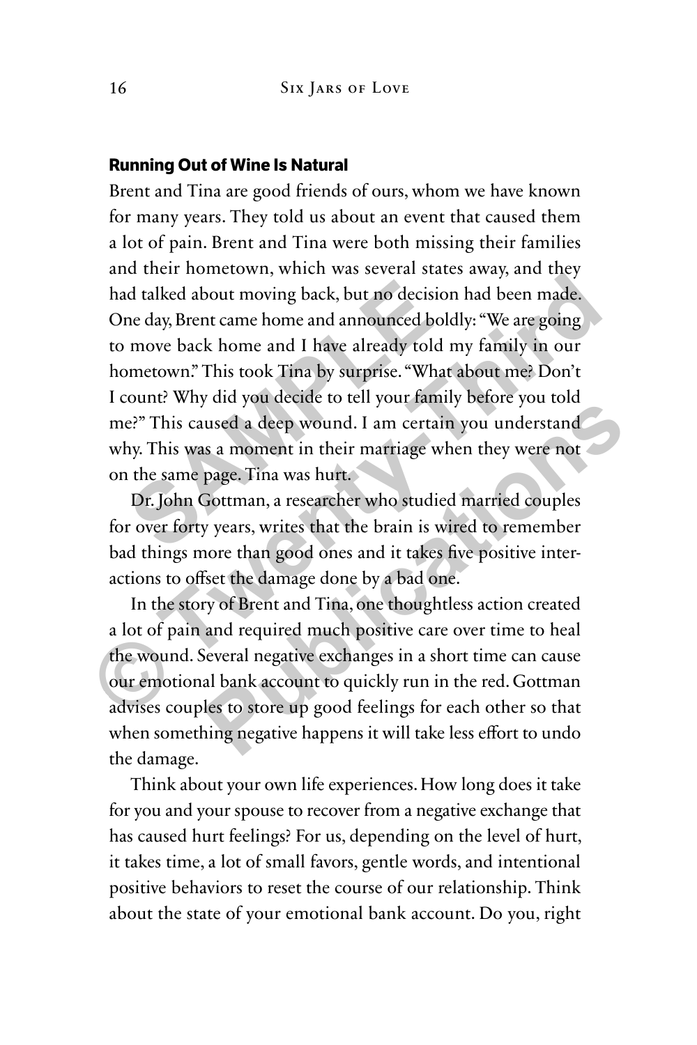### Running Out of Wine Is Natural

Brent and Tina are good friends of ours, whom we have known for many years. They told us about an event that caused them a lot of pain. Brent and Tina were both missing their families and their hometown, which was several states away, and they had talked about moving back, but no decision had been made. One day, Brent came home and announced boldly: "We are going to move back home and I have already told my family in our hometown." This took Tina by surprise. "What about me? Don't I count? Why did you decide to tell your family before you told me?" This caused a deep wound. I am certain you understand why. This was a moment in their marriage when they were not on the same page. Tina was hurt.

Dr. John Gottman, a researcher who studied married couples for over forty years, writes that the brain is wired to remember bad things more than good ones and it takes five positive interactions to offset the damage done by a bad one.

In the story of Brent and Tina, one thoughtless action created a lot of pain and required much positive care over time to heal the wound. Several negative exchanges in a short time can cause our emotional bank account to quickly run in the red. Gottman advises couples to store up good feelings for each other so that when something negative happens it will take less effort to undo the damage.

Think about your own life experiences. How long does it take for you and your spouse to recover from a negative exchange that has caused hurt feelings? For us, depending on the level of hurt, it takes time, a lot of small favors, gentle words, and intentional positive behaviors to reset the course of our relationship. Think about the state of your emotional bank account. Do you, right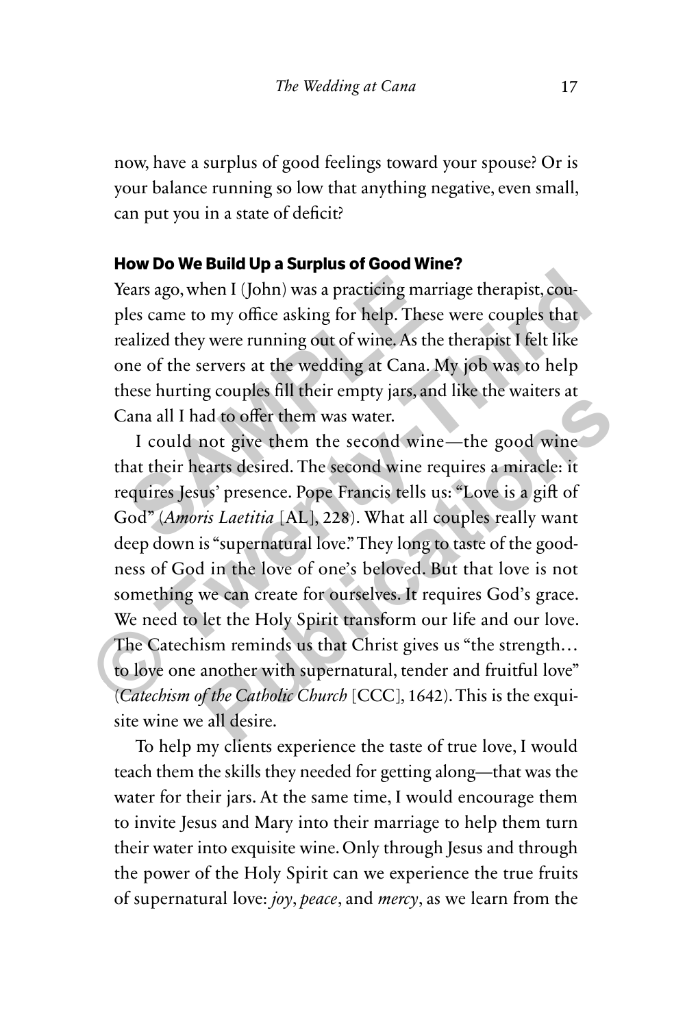now, have a surplus of good feelings toward your spouse? Or is your balance running so low that anything negative, even small, can put you in a state of deficit?

#### How Do We Build Up a Surplus of Good Wine?

Years ago, when I (John) was a practicing marriage therapist, couples came to my office asking for help. These were couples that realized they were running out of wine. As the therapist I felt like one of the servers at the wedding at Cana. My job was to help these hurting couples fill their empty jars, and like the waiters at Cana all I had to offer them was water.

I could not give them the second wine—the good wine that their hearts desired. The second wine requires a miracle: it requires Jesus' presence. Pope Francis tells us: "Love is a gift of God" (*Amoris Laetitia* [AL], 228). What all couples really want deep down is "supernatural love." They long to taste of the goodness of God in the love of one's beloved. But that love is not something we can create for ourselves. It requires God's grace. We need to let the Holy Spirit transform our life and our love. The Catechism reminds us that Christ gives us "the strength… to love one another with supernatural, tender and fruitful love" (*Catechism of the Catholic Church* [CCC], 1642). This is the exquisite wine we all desire.

To help my clients experience the taste of true love, I would teach them the skills they needed for getting along—that was the water for their jars. At the same time, I would encourage them to invite Jesus and Mary into their marriage to help them turn their water into exquisite wine. Only through Jesus and through the power of the Holy Spirit can we experience the true fruits of supernatural love: *joy*, *peace*, and *mercy*, as we learn from the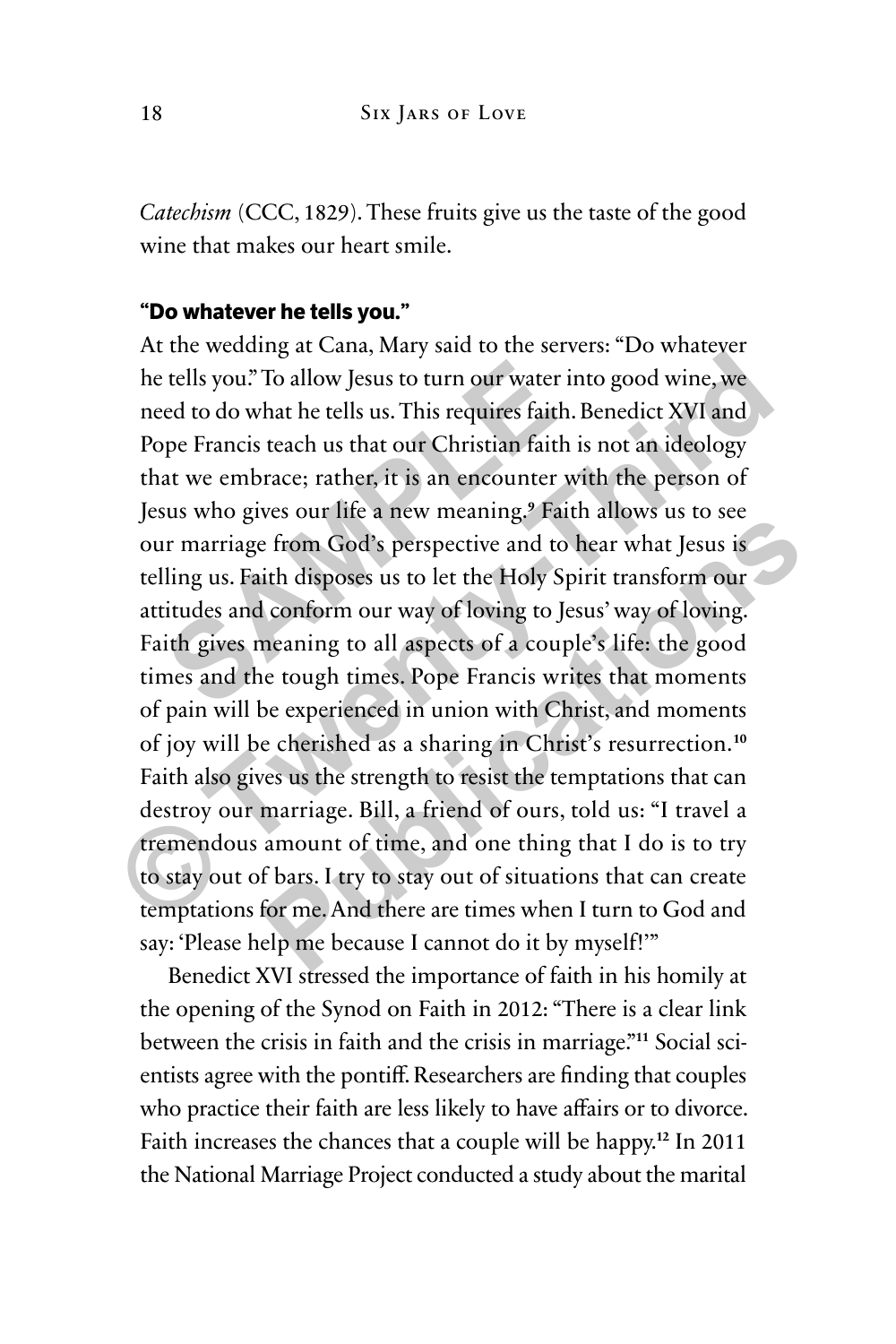*Catechism* (CCC, 1829). These fruits give us the taste of the good wine that makes our heart smile.

**"Do whatever he tells you."**

At the wedding at Cana, Mary said to the servers: "Do whatever he tells you." To allow Jesus to turn our water into good wine, we need to do what he tells us. This requires faith. Benedict XVI and Pope Francis teach us that our Christian faith is not an ideology that we embrace; rather, it is an encounter with the person of Jesus who gives our life a new meaning.[9] Faith allows us to see our marriage from God's perspective and to hear what Jesus is telling us. Faith disposes us to let the Holy Spirit transform our attitudes and conform our way of loving to Jesus' way of loving. Faith gives meaning to all aspects of a couple's life: the good times and the tough times. Pope Francis writes that moments of pain will be experienced in union with Christ, and moments of joy will be cherished as a sharing in Christ's resurrection.[10] Faith also gives us the strength to resist the temptations that can destroy our marriage. Bill, a friend of ours, told us: "I travel a tremendous amount of time, and one thing that I do is to try to stay out of bars. I try to stay out of situations that can create temptations for me. And there are times when I turn to God and say: 'Please help me because I cannot do it by myself!'"

Benedict XVI stressed the importance of faith in his homily at the opening of the Synod on Faith in 2012: "There is a clear link between the crisis in faith and the crisis in marriage."[11] Social scientists agree with the pontiff. Researchers are finding that couples who practice their faith are less likely to have affairs or to divorce. Faith increases the chances that a couple will be happy.[12] In 2011 the National Marriage Project conducted a study about the marital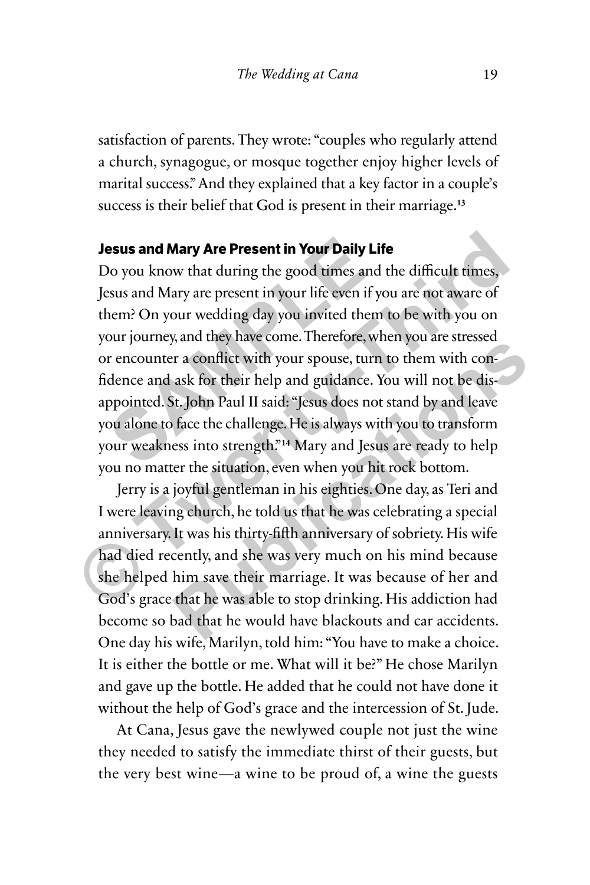satisfaction of parents. They wrote: "couples who regularly attend a church, synagogue, or mosque together enjoy higher levels of marital success." And they explained that a key factor in a couple's success is their belief that God is present in their marriage.[13]

### Jesus and Mary Are Present in Your Daily Life

Do you know that during the good times and the difficult times, Jesus and Mary are present in your life even if you are not aware of them? On your wedding day you invited them to be with you on your journey, and they have come. Therefore, when you are stressed or encounter a conflict with your spouse, turn to them with confidence and ask for their help and guidance. You will not be disappointed. St. John Paul II said: "Jesus does not stand by and leave you alone to face the challenge. He is always with you to transform your weakness into strength."[14] Mary and Jesus are ready to help you no matter the situation, even when you hit rock bottom.

Jerry is a joyful gentleman in his eighties. One day, as Teri and I were leaving church, he told us that he was celebrating a special anniversary. It was his thirty-fifth anniversary of sobriety. His wife had died recently, and she was very much on his mind because she helped him save their marriage. It was because of her and God's grace that he was able to stop drinking. His addiction had become so bad that he would have blackouts and car accidents. One day his wife, Marilyn, told him: "You have to make a choice. It is either the bottle or me. What will it be?" He chose Marilyn and gave up the bottle. He added that he could not have done it without the help of God's grace and the intercession of St. Jude.

At Cana, Jesus gave the newlywed couple not just the wine they needed to satisfy the immediate thirst of their guests, but the very best wine—a wine to be proud of, a wine the guests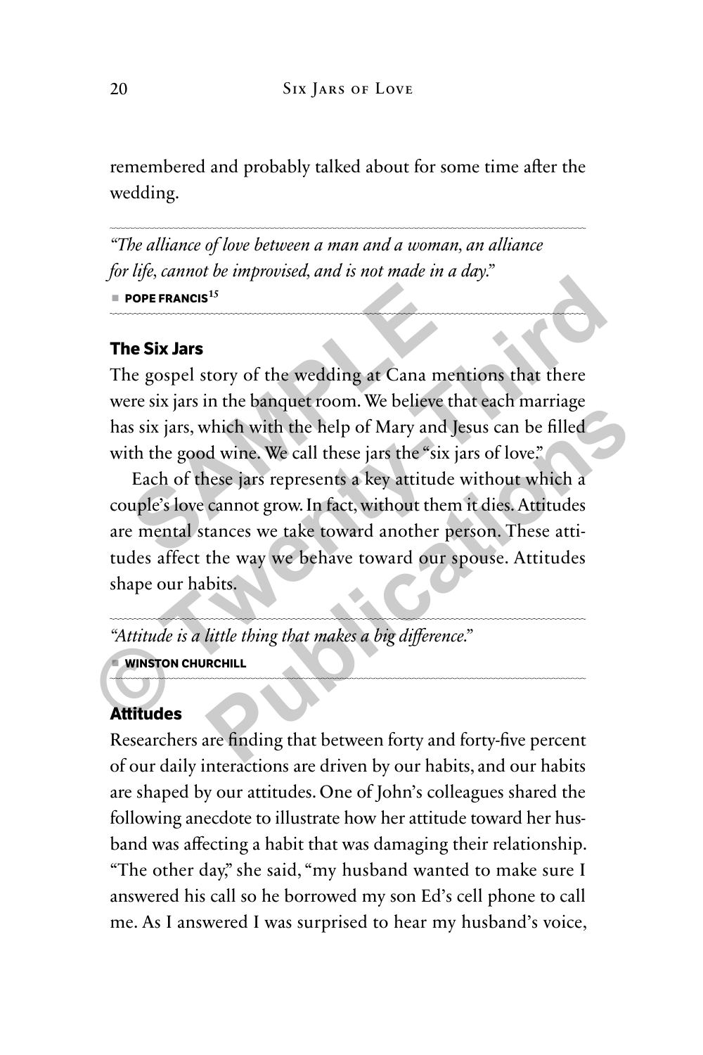remembered and probably talked about for some time after the wedding.

---

*"The alliance of love between a man and a woman, an alliance for life, cannot be improvised, and is not made in a day."*

■ **POPE FRANCIS**[15]

---

### The Six Jars

The gospel story of the wedding at Cana mentions that there were six jars in the banquet room. We believe that each marriage has six jars, which with the help of Mary and Jesus can be filled with the good wine. We call these jars the "six jars of love."

Each of these jars represents a key attitude without which a couple's love cannot grow. In fact, without them it dies. Attitudes are mental stances we take toward another person. These attitudes affect the way we behave toward our spouse. Attitudes shape our habits.

---

*"Attitude is a little thing that makes a big difference."*

■ **WINSTON CHURCHILL**

---

### Attitudes

Researchers are finding that between forty and forty-five percent of our daily interactions are driven by our habits, and our habits are shaped by our attitudes. One of John's colleagues shared the following anecdote to illustrate how her attitude toward her husband was affecting a habit that was damaging their relationship. "The other day," she said, "my husband wanted to make sure I answered his call so he borrowed my son Ed's cell phone to call me. As I answered I was surprised to hear my husband's voice,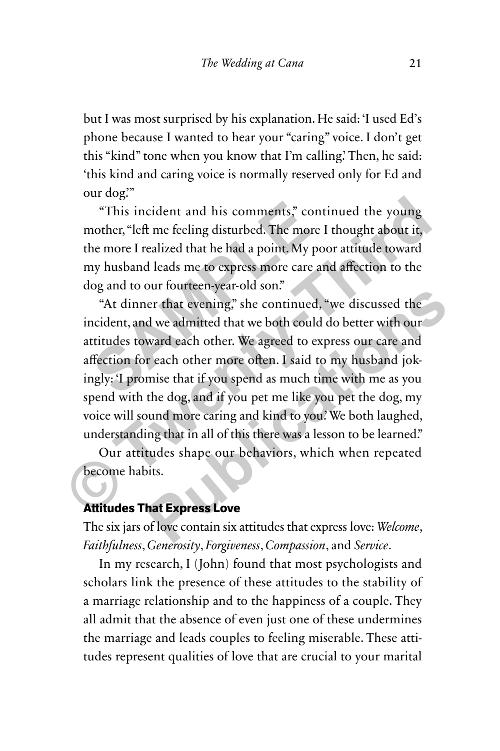but I was most surprised by his explanation. He said: 'I used Ed's phone because I wanted to hear your "caring" voice. I don't get this "kind" tone when you know that I'm calling.' Then, he said: 'this kind and caring voice is normally reserved only for Ed and our dog.'"

"This incident and his comments," continued the young mother, "left me feeling disturbed. The more I thought about it, the more I realized that he had a point. My poor attitude toward my husband leads me to express more care and affection to the dog and to our fourteen-year-old son."

"At dinner that evening," she continued, "we discussed the incident, and we admitted that we both could do better with our attitudes toward each other. We agreed to express our care and affection for each other more often. I said to my husband jokingly: 'I promise that if you spend as much time with me as you spend with the dog, and if you pet me like you pet the dog, my voice will sound more caring and kind to you.' We both laughed, understanding that in all of this there was a lesson to be learned."

Our attitudes shape our behaviors, which when repeated become habits.

### Attitudes That Express Love

The six jars of love contain six attitudes that express love: *Welcome*, *Faithfulness*, *Generosity*, *Forgiveness*, *Compassion*, and *Service*.

In my research, I (John) found that most psychologists and scholars link the presence of these attitudes to the stability of a marriage relationship and to the happiness of a couple. They all admit that the absence of even just one of these undermines the marriage and leads couples to feeling miserable. These attitudes represent qualities of love that are crucial to your marital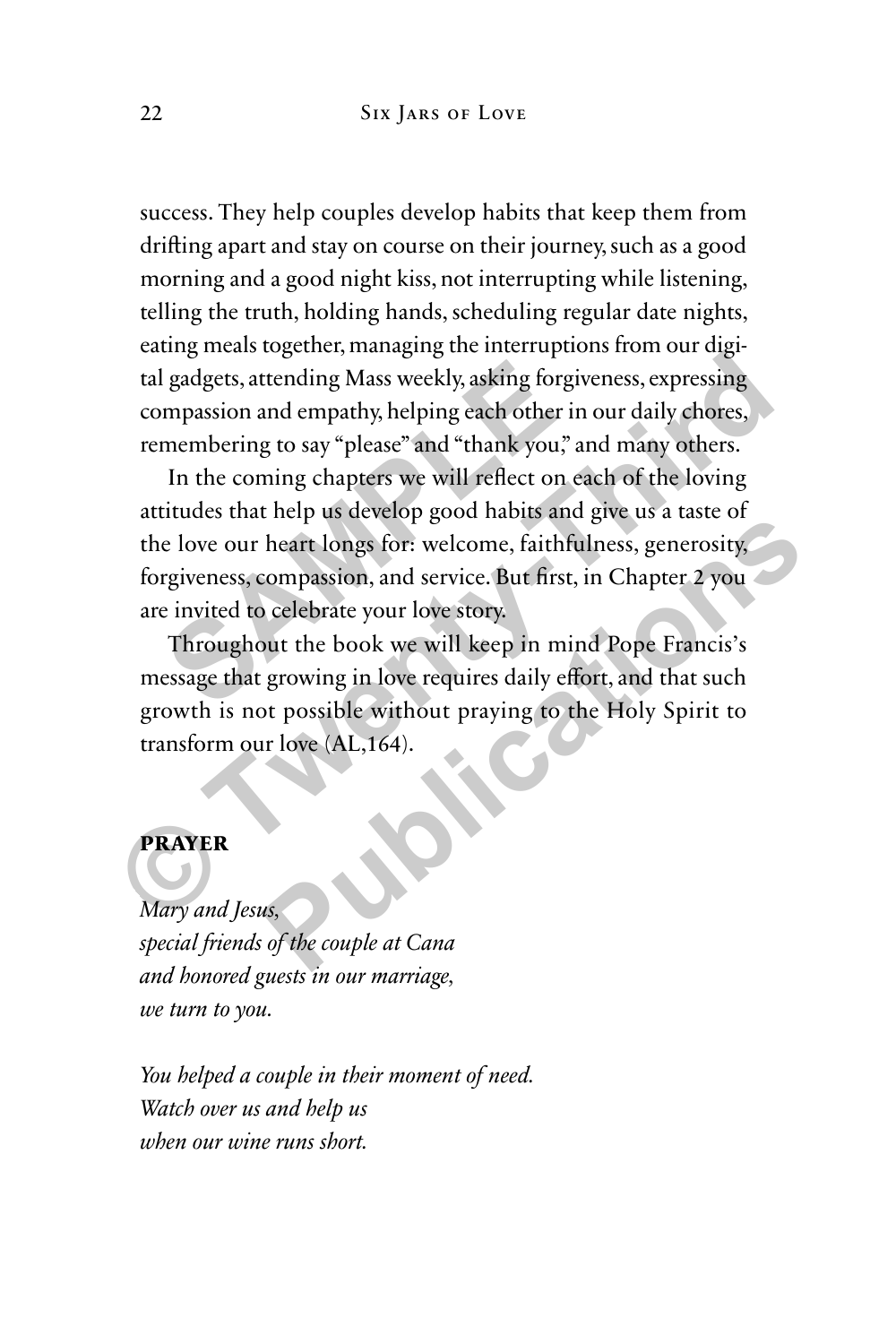success. They help couples develop habits that keep them from drifting apart and stay on course on their journey, such as a good morning and a good night kiss, not interrupting while listening, telling the truth, holding hands, scheduling regular date nights, eating meals together, managing the interruptions from our digital gadgets, attending Mass weekly, asking forgiveness, expressing compassion and empathy, helping each other in our daily chores, remembering to say "please" and "thank you," and many others.

In the coming chapters we will reflect on each of the loving attitudes that help us develop good habits and give us a taste of the love our heart longs for: welcome, faithfulness, generosity, forgiveness, compassion, and service. But first, in Chapter 2 you are invited to celebrate your love story.

Throughout the book we will keep in mind Pope Francis's message that growing in love requires daily effort, and that such growth is not possible without praying to the Holy Spirit to transform our love (AL,164).

**PRAYER**

*Mary and Jesus,*
*special friends of the couple at Cana*
*and honored guests in our marriage,*
*we turn to you.*

*You helped a couple in their moment of need.*
*Watch over us and help us*
*when our wine runs short.*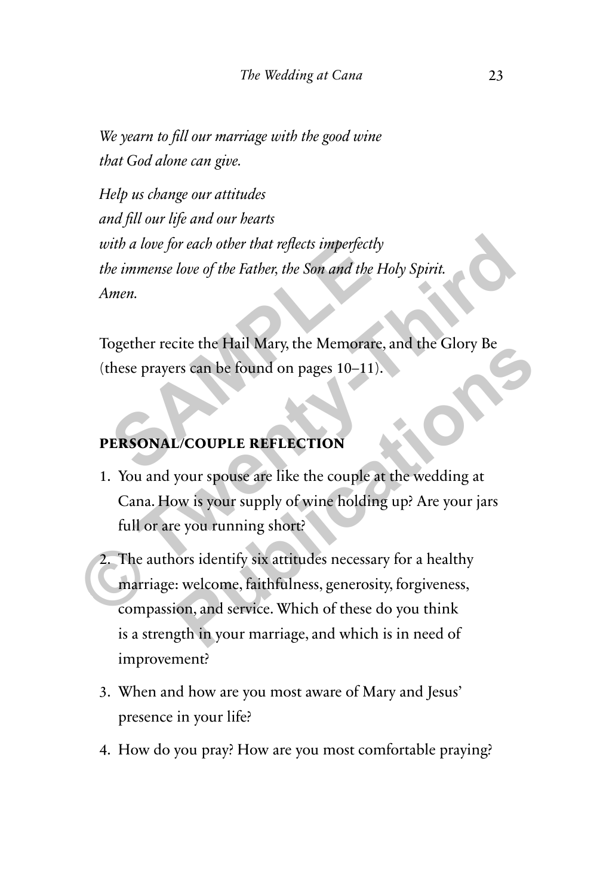*We yearn to fill our marriage with the good wine*
*that God alone can give.*

*Help us change our attitudes*
*and fill our life and our hearts*
*with a love for each other that reflects imperfectly*
*the immense love of the Father, the Son and the Holy Spirit.*
*Amen.*

Together recite the Hail Mary, the Memorare, and the Glory Be (these prayers can be found on pages 10–11).

## PERSONAL/COUPLE REFLECTION

1. You and your spouse are like the couple at the wedding at Cana. How is your supply of wine holding up? Are your jars full or are you running short?
2. The authors identify six attitudes necessary for a healthy marriage: welcome, faithfulness, generosity, forgiveness, compassion, and service. Which of these do you think is a strength in your marriage, and which is in need of improvement?
3. When and how are you most aware of Mary and Jesus' presence in your life?
4. How do you pray? How are you most comfortable praying?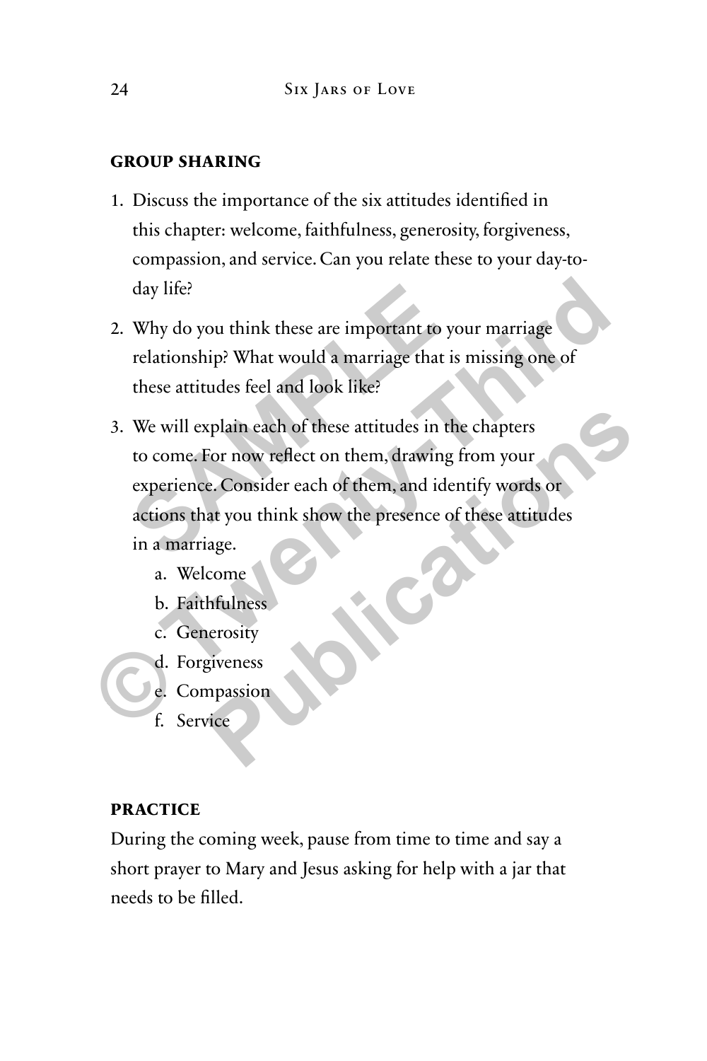### GROUP SHARING

1. Discuss the importance of the six attitudes identified in this chapter: welcome, faithfulness, generosity, forgiveness, compassion, and service. Can you relate these to your day-to-day life?
2. Why do you think these are important to your marriage relationship? What would a marriage that is missing one of these attitudes feel and look like?
3. We will explain each of these attitudes in the chapters to come. For now reflect on them, drawing from your experience. Consider each of them, and identify words or actions that you think show the presence of these attitudes in a marriage.
   a. Welcome
   b. Faithfulness
   c. Generosity
   d. Forgiveness
   e. Compassion
   f. Service

### PRACTICE

During the coming week, pause from time to time and say a short prayer to Mary and Jesus asking for help with a jar that needs to be filled.